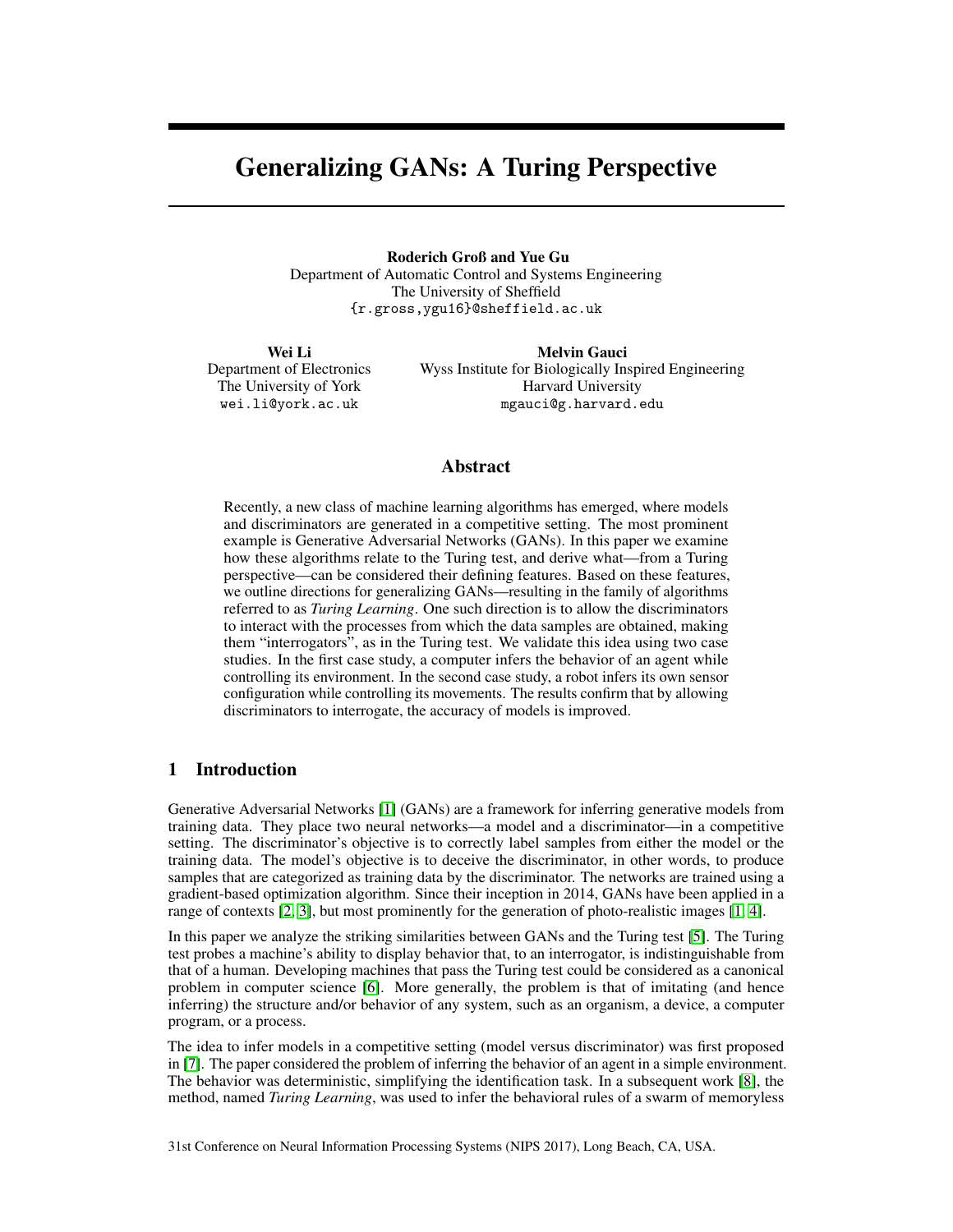# Generalizing GANs: A Turing Perspective

**Roderich Groß and Yue Gu**
Department of Automatic Control and Systems Engineering
The University of Sheffield
{r.gross,ygu16}@sheffield.ac.uk

**Wei Li**
Department of Electronics
The University of York
wei.li@york.ac.uk

**Melvin Gauci**
Wyss Institute for Biologically Inspired Engineering
Harvard University
mgauci@g.harvard.edu

## Abstract

Recently, a new class of machine learning algorithms has emerged, where models and discriminators are generated in a competitive setting. The most prominent example is Generative Adversarial Networks (GANs). In this paper we examine how these algorithms relate to the Turing test, and derive what—from a Turing perspective—can be considered their defining features. Based on these features, we outline directions for generalizing GANs—resulting in the family of algorithms referred to as *Turing Learning*. One such direction is to allow the discriminators to interact with the processes from which the data samples are obtained, making them "interrogators", as in the Turing test. We validate this idea using two case studies. In the first case study, a computer infers the behavior of an agent while controlling its environment. In the second case study, a robot infers its own sensor configuration while controlling its movements. The results confirm that by allowing discriminators to interrogate, the accuracy of models is improved.

## 1 Introduction

Generative Adversarial Networks [1] (GANs) are a framework for inferring generative models from training data. They place two neural networks—a model and a discriminator—in a competitive setting. The discriminator's objective is to correctly label samples from either the model or the training data. The model's objective is to deceive the discriminator, in other words, to produce samples that are categorized as training data by the discriminator. The networks are trained using a gradient-based optimization algorithm. Since their inception in 2014, GANs have been applied in a range of contexts [2, 3], but most prominently for the generation of photo-realistic images [1, 4].

In this paper we analyze the striking similarities between GANs and the Turing test [5]. The Turing test probes a machine's ability to display behavior that, to an interrogator, is indistinguishable from that of a human. Developing machines that pass the Turing test could be considered as a canonical problem in computer science [6]. More generally, the problem is that of imitating (and hence inferring) the structure and/or behavior of any system, such as an organism, a device, a computer program, or a process.

The idea to infer models in a competitive setting (model versus discriminator) was first proposed in [7]. The paper considered the problem of inferring the behavior of an agent in a simple environment. The behavior was deterministic, simplifying the identification task. In a subsequent work [8], the method, named *Turing Learning*, was used to infer the behavioral rules of a swarm of memoryless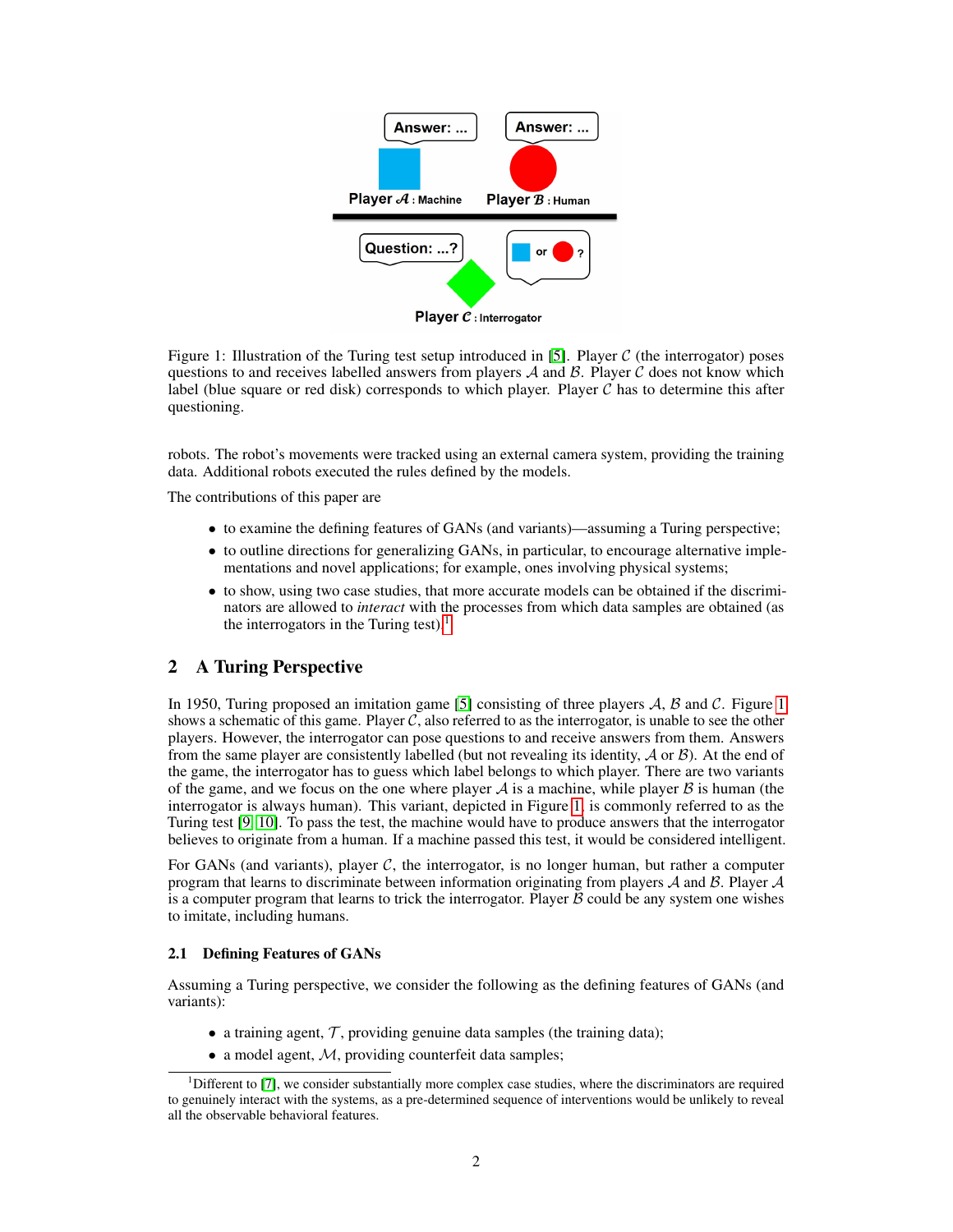Figure 1: Illustration of the Turing test setup introduced in [5]. Player $\mathcal{C}$ (the interrogator) poses questions to and receives labelled answers from players $\mathcal{A}$ and $\mathcal{B}$. Player $\mathcal{C}$ does not know which label (blue square or red disk) corresponds to which player. Player $\mathcal{C}$ has to determine this after questioning.

robots. The robot's movements were tracked using an external camera system, providing the training data. Additional robots executed the rules defined by the models.

The contributions of this paper are

- to examine the defining features of GANs (and variants)—assuming a Turing perspective;
- to outline directions for generalizing GANs, in particular, to encourage alternative implementations and novel applications; for example, ones involving physical systems;
- to show, using two case studies, that more accurate models can be obtained if the discriminators are allowed to *interact* with the processes from which data samples are obtained (as the interrogators in the Turing test).[1]

## 2 A Turing Perspective

In 1950, Turing proposed an imitation game [5] consisting of three players $\mathcal{A}$, $\mathcal{B}$ and $\mathcal{C}$. Figure 1 shows a schematic of this game. Player $\mathcal{C}$, also referred to as the interrogator, is unable to see the other players. However, the interrogator can pose questions to and receive answers from them. Answers from the same player are consistently labelled (but not revealing its identity, $\mathcal{A}$ or $\mathcal{B}$). At the end of the game, the interrogator has to guess which label belongs to which player. There are two variants of the game, and we focus on the one where player $\mathcal{A}$ is a machine, while player $\mathcal{B}$ is human (the interrogator is always human). This variant, depicted in Figure 1, is commonly referred to as the Turing test [9, 10]. To pass the test, the machine would have to produce answers that the interrogator believes to originate from a human. If a machine passed this test, it would be considered intelligent.

For GANs (and variants), player $\mathcal{C}$, the interrogator, is no longer human, but rather a computer program that learns to discriminate between information originating from players $\mathcal{A}$ and $\mathcal{B}$. Player $\mathcal{A}$ is a computer program that learns to trick the interrogator. Player $\mathcal{B}$ could be any system one wishes to imitate, including humans.

### 2.1 Defining Features of GANs

Assuming a Turing perspective, we consider the following as the defining features of GANs (and variants):

- a training agent, $\mathcal{T}$, providing genuine data samples (the training data);
- a model agent, $\mathcal{M}$, providing counterfeit data samples;

[1] Different to [7], we consider substantially more complex case studies, where the discriminators are required to genuinely interact with the systems, as a pre-determined sequence of interventions would be unlikely to reveal all the observable behavioral features.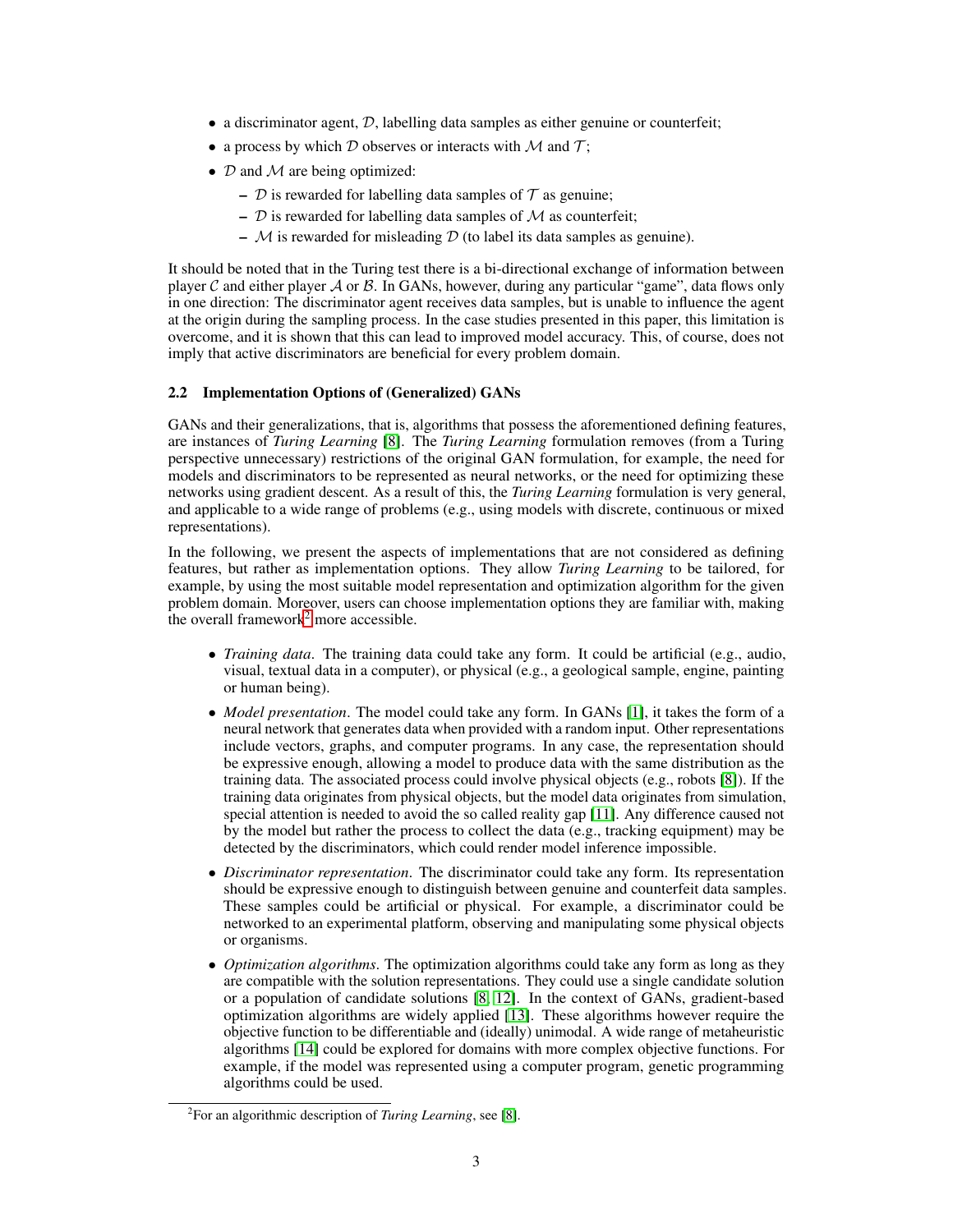- a discriminator agent, $\mathcal{D}$, labelling data samples as either genuine or counterfeit;
- a process by which $\mathcal{D}$ observes or interacts with $\mathcal{M}$ and $\mathcal{T}$;
- $\mathcal{D}$ and $\mathcal{M}$ are being optimized:
  - $\mathcal{D}$ is rewarded for labelling data samples of $\mathcal{T}$ as genuine;
  - $\mathcal{D}$ is rewarded for labelling data samples of $\mathcal{M}$ as counterfeit;
  - $\mathcal{M}$ is rewarded for misleading $\mathcal{D}$ (to label its data samples as genuine).

It should be noted that in the Turing test there is a bi-directional exchange of information between player $\mathcal{C}$ and either player $\mathcal{A}$ or $\mathcal{B}$. In GANs, however, during any particular "game", data flows only in one direction: The discriminator agent receives data samples, but is unable to influence the agent at the origin during the sampling process. In the case studies presented in this paper, this limitation is overcome, and it is shown that this can lead to improved model accuracy. This, of course, does not imply that active discriminators are beneficial for every problem domain.

### 2.2 Implementation Options of (Generalized) GANs

GANs and their generalizations, that is, algorithms that possess the aforementioned defining features, are instances of *Turing Learning* [8]. The *Turing Learning* formulation removes (from a Turing perspective unnecessary) restrictions of the original GAN formulation, for example, the need for models and discriminators to be represented as neural networks, or the need for optimizing these networks using gradient descent. As a result of this, the *Turing Learning* formulation is very general, and applicable to a wide range of problems (e.g., using models with discrete, continuous or mixed representations).

In the following, we present the aspects of implementations that are not considered as defining features, but rather as implementation options. They allow *Turing Learning* to be tailored, for example, by using the most suitable model representation and optimization algorithm for the given problem domain. Moreover, users can choose implementation options they are familiar with, making the overall framework[2] more accessible.

- *Training data*. The training data could take any form. It could be artificial (e.g., audio, visual, textual data in a computer), or physical (e.g., a geological sample, engine, painting or human being).
- *Model presentation*. The model could take any form. In GANs [1], it takes the form of a neural network that generates data when provided with a random input. Other representations include vectors, graphs, and computer programs. In any case, the representation should be expressive enough, allowing a model to produce data with the same distribution as the training data. The associated process could involve physical objects (e.g., robots [8]). If the training data originates from physical objects, but the model data originates from simulation, special attention is needed to avoid the so called reality gap [11]. Any difference caused not by the model but rather the process to collect the data (e.g., tracking equipment) may be detected by the discriminators, which could render model inference impossible.
- *Discriminator representation*. The discriminator could take any form. Its representation should be expressive enough to distinguish between genuine and counterfeit data samples. These samples could be artificial or physical. For example, a discriminator could be networked to an experimental platform, observing and manipulating some physical objects or organisms.
- *Optimization algorithms*. The optimization algorithms could take any form as long as they are compatible with the solution representations. They could use a single candidate solution or a population of candidate solutions [8, 12]. In the context of GANs, gradient-based optimization algorithms are widely applied [13]. These algorithms however require the objective function to be differentiable and (ideally) unimodal. A wide range of metaheuristic algorithms [14] could be explored for domains with more complex objective functions. For example, if the model was represented using a computer program, genetic programming algorithms could be used.

[2] For an algorithmic description of *Turing Learning*, see [8].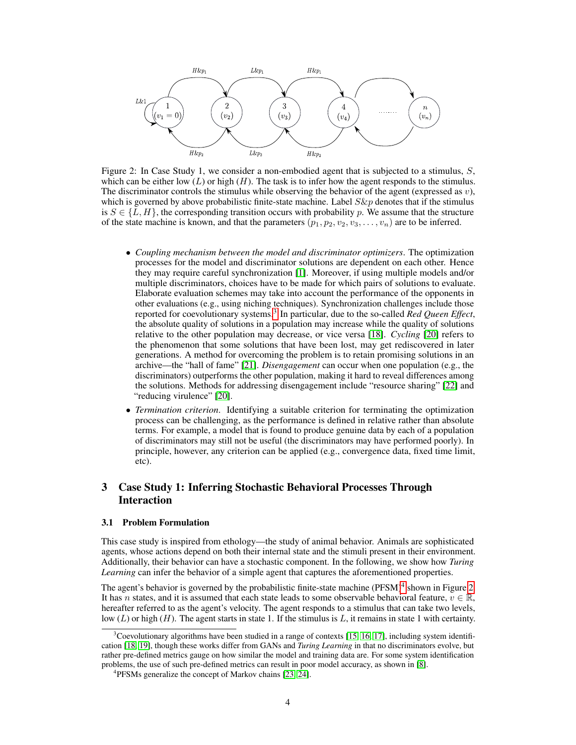Figure 2: In Case Study 1, we consider a non-embodied agent that is subjected to a stimulus, $S$, which can be either low ($L$) or high ($H$). The task is to infer how the agent responds to the stimulus. The discriminator controls the stimulus while observing the behavior of the agent (expressed as $v$), which is governed by above probabilistic finite-state machine. Label $S\&p$ denotes that if the stimulus is $S \in \{L, H\}$, the corresponding transition occurs with probability $p$. We assume that the structure of the state machine is known, and that the parameters $(p_1, p_2, v_2, v_3, \ldots, v_n)$ are to be inferred.

- *Coupling mechanism between the model and discriminator optimizers*. The optimization processes for the model and discriminator solutions are dependent on each other. Hence they may require careful synchronization [1]. Moreover, if using multiple models and/or multiple discriminators, choices have to be made for which pairs of solutions to evaluate. Elaborate evaluation schemes may take into account the performance of the opponents in other evaluations (e.g., using niching techniques). Synchronization challenges include those reported for coevolutionary systems.[3] In particular, due to the so-called *Red Queen Effect*, the absolute quality of solutions in a population may increase while the quality of solutions relative to the other population may decrease, or vice versa [18]. *Cycling* [20] refers to the phenomenon that some solutions that have been lost, may get rediscovered in later generations. A method for overcoming the problem is to retain promising solutions in an archive—the "hall of fame" [21]. *Disengagement* can occur when one population (e.g., the discriminators) outperforms the other population, making it hard to reveal differences among the solutions. Methods for addressing disengagement include "resource sharing" [22] and "reducing virulence" [20].
- *Termination criterion*. Identifying a suitable criterion for terminating the optimization process can be challenging, as the performance is defined in relative rather than absolute terms. For example, a model that is found to produce genuine data by each of a population of discriminators may still not be useful (the discriminators may have performed poorly). In principle, however, any criterion can be applied (e.g., convergence data, fixed time limit, etc).

# 3 Case Study 1: Inferring Stochastic Behavioral Processes Through Interaction

## 3.1 Problem Formulation

This case study is inspired from ethology—the study of animal behavior. Animals are sophisticated agents, whose actions depend on both their internal state and the stimuli present in their environment. Additionally, their behavior can have a stochastic component. In the following, we show how *Turing Learning* can infer the behavior of a simple agent that captures the aforementioned properties.

The agent's behavior is governed by the probabilistic finite-state machine (PFSM)[4] shown in Figure 2. It has $n$ states, and it is assumed that each state leads to some observable behavioral feature, $v \in \mathbb{R}$, hereafter referred to as the agent's velocity. The agent responds to a stimulus that can take two levels, low ($L$) or high ($H$). The agent starts in state 1. If the stimulus is $L$, it remains in state 1 with certainty.

[3] Coevolutionary algorithms have been studied in a range of contexts [15, 16, 17], including system identification [18, 19], though these works differ from GANs and *Turing Learning* in that no discriminators evolve, but rather pre-defined metrics gauge on how similar the model and training data are. For some system identification problems, the use of such pre-defined metrics can result in poor model accuracy, as shown in [8].

[4] PFSMs generalize the concept of Markov chains [23, 24].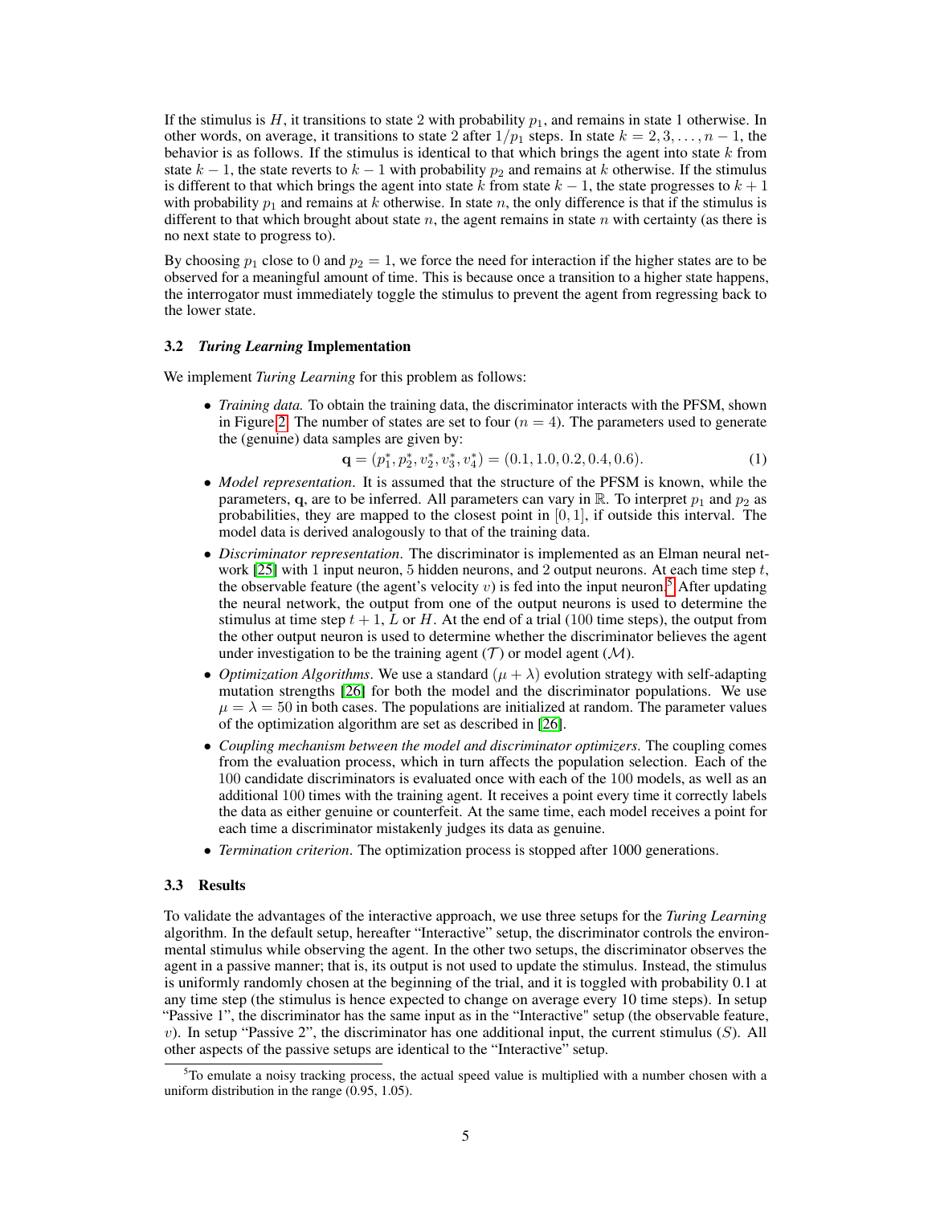If the stimulus is $H$, it transitions to state 2 with probability $p_1$, and remains in state 1 otherwise. In other words, on average, it transitions to state 2 after $1/p_1$ steps. In state $k = 2, 3, \ldots, n-1$, the behavior is as follows. If the stimulus is identical to that which brings the agent into state $k$ from state $k-1$, the state reverts to $k-1$ with probability $p_2$ and remains at $k$ otherwise. If the stimulus is different to that which brings the agent into state $k$ from state $k-1$, the state progresses to $k+1$ with probability $p_1$ and remains at $k$ otherwise. In state $n$, the only difference is that if the stimulus is different to that which brought about state $n$, the agent remains in state $n$ with certainty (as there is no next state to progress to).

By choosing $p_1$ close to 0 and $p_2 = 1$, we force the need for interaction if the higher states are to be observed for a meaningful amount of time. This is because once a transition to a higher state happens, the interrogator must immediately toggle the stimulus to prevent the agent from regressing back to the lower state.

### 3.2 *Turing Learning* Implementation

We implement *Turing Learning* for this problem as follows:

- *Training data.* To obtain the training data, the discriminator interacts with the PFSM, shown in Figure 2. The number of states are set to four ($n = 4$). The parameters used to generate the (genuine) data samples are given by:
$$\mathbf{q} = (p_1^*, p_2^*, v_2^*, v_3^*, v_4^*) = (0.1, 1.0, 0.2, 0.4, 0.6). \tag{1}$$
- *Model representation.* It is assumed that the structure of the PFSM is known, while the parameters, $\mathbf{q}$, are to be inferred. All parameters can vary in $\mathbb{R}$. To interpret $p_1$ and $p_2$ as probabilities, they are mapped to the closest point in $[0, 1]$, if outside this interval. The model data is derived analogously to that of the training data.
- *Discriminator representation.* The discriminator is implemented as an Elman neural network [25] with 1 input neuron, 5 hidden neurons, and 2 output neurons. At each time step $t$, the observable feature (the agent's velocity $v$) is fed into the input neuron.[5] After updating the neural network, the output from one of the output neurons is used to determine the stimulus at time step $t+1$, $L$ or $H$. At the end of a trial (100 time steps), the output from the other output neuron is used to determine whether the discriminator believes the agent under investigation to be the training agent ($\mathcal{T}$) or model agent ($\mathcal{M}$).
- *Optimization Algorithms.* We use a standard $(\mu + \lambda)$ evolution strategy with self-adapting mutation strengths [26] for both the model and the discriminator populations. We use $\mu = \lambda = 50$ in both cases. The populations are initialized at random. The parameter values of the optimization algorithm are set as described in [26].
- *Coupling mechanism between the model and discriminator optimizers.* The coupling comes from the evaluation process, which in turn affects the population selection. Each of the 100 candidate discriminators is evaluated once with each of the 100 models, as well as an additional 100 times with the training agent. It receives a point every time it correctly labels the data as either genuine or counterfeit. At the same time, each model receives a point for each time a discriminator mistakenly judges its data as genuine.
- *Termination criterion.* The optimization process is stopped after 1000 generations.

### 3.3 Results

To validate the advantages of the interactive approach, we use three setups for the *Turing Learning* algorithm. In the default setup, hereafter "Interactive" setup, the discriminator controls the environmental stimulus while observing the agent. In the other two setups, the discriminator observes the agent in a passive manner; that is, its output is not used to update the stimulus. Instead, the stimulus is uniformly randomly chosen at the beginning of the trial, and it is toggled with probability 0.1 at any time step (the stimulus is hence expected to change on average every 10 time steps). In setup "Passive 1", the discriminator has the same input as in the "Interactive" setup (the observable feature, $v$). In setup "Passive 2", the discriminator has one additional input, the current stimulus ($S$). All other aspects of the passive setups are identical to the "Interactive" setup.

[5] To emulate a noisy tracking process, the actual speed value is multiplied with a number chosen with a uniform distribution in the range (0.95, 1.05).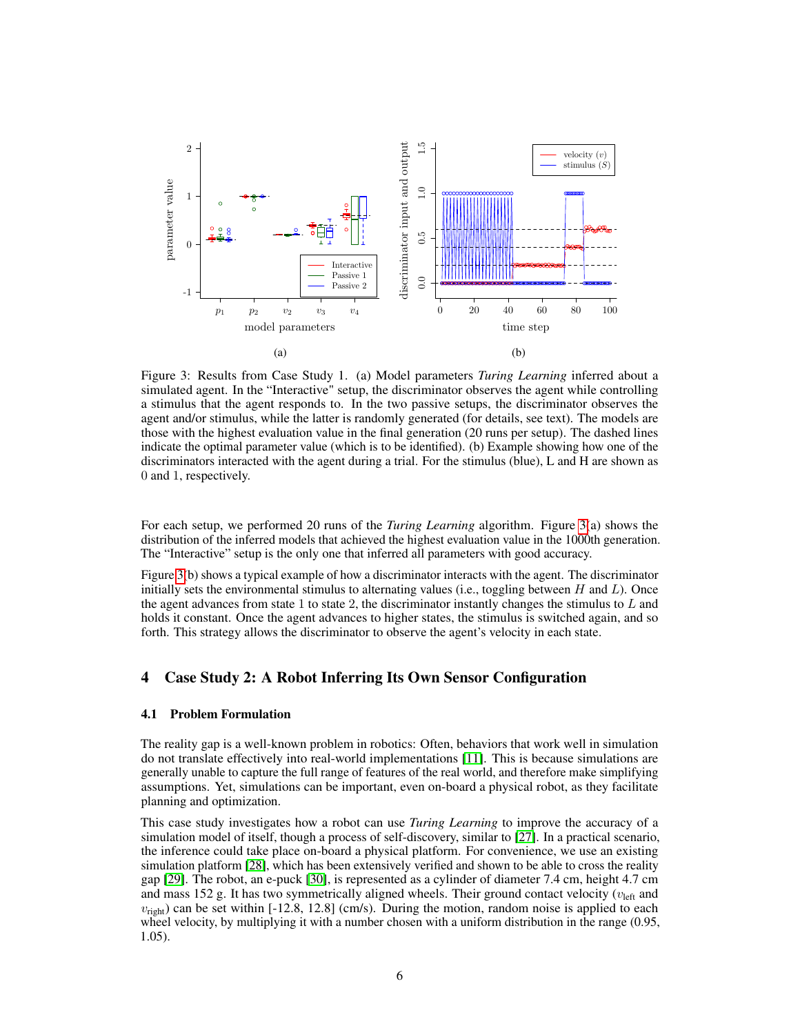Figure 3: Results from Case Study 1. (a) Model parameters *Turing Learning* inferred about a simulated agent. In the "Interactive" setup, the discriminator observes the agent while controlling a stimulus that the agent responds to. In the two passive setups, the discriminator observes the agent and/or stimulus, while the latter is randomly generated (for details, see text). The models are those with the highest evaluation value in the final generation (20 runs per setup). The dashed lines indicate the optimal parameter value (which is to be identified). (b) Example showing how one of the discriminators interacted with the agent during a trial. For the stimulus (blue), L and H are shown as 0 and 1, respectively.

For each setup, we performed 20 runs of the *Turing Learning* algorithm. Figure 3(a) shows the distribution of the inferred models that achieved the highest evaluation value in the 1000th generation. The "Interactive" setup is the only one that inferred all parameters with good accuracy.

Figure 3(b) shows a typical example of how a discriminator interacts with the agent. The discriminator initially sets the environmental stimulus to alternating values (i.e., toggling between $H$ and $L$). Once the agent advances from state 1 to state 2, the discriminator instantly changes the stimulus to $L$ and holds it constant. Once the agent advances to higher states, the stimulus is switched again, and so forth. This strategy allows the discriminator to observe the agent's velocity in each state.

## 4 Case Study 2: A Robot Inferring Its Own Sensor Configuration

### 4.1 Problem Formulation

The reality gap is a well-known problem in robotics: Often, behaviors that work well in simulation do not translate effectively into real-world implementations [11]. This is because simulations are generally unable to capture the full range of features of the real world, and therefore make simplifying assumptions. Yet, simulations can be important, even on-board a physical robot, as they facilitate planning and optimization.

This case study investigates how a robot can use *Turing Learning* to improve the accuracy of a simulation model of itself, though a process of self-discovery, similar to [27]. In a practical scenario, the inference could take place on-board a physical platform. For convenience, we use an existing simulation platform [28], which has been extensively verified and shown to be able to cross the reality gap [29]. The robot, an e-puck [30], is represented as a cylinder of diameter 7.4 cm, height 4.7 cm and mass 152 g. It has two symmetrically aligned wheels. Their ground contact velocity ($v_{\text{left}}$ and $v_{\text{right}}$) can be set within [-12.8, 12.8] (cm/s). During the motion, random noise is applied to each wheel velocity, by multiplying it with a number chosen with a uniform distribution in the range (0.95, 1.05).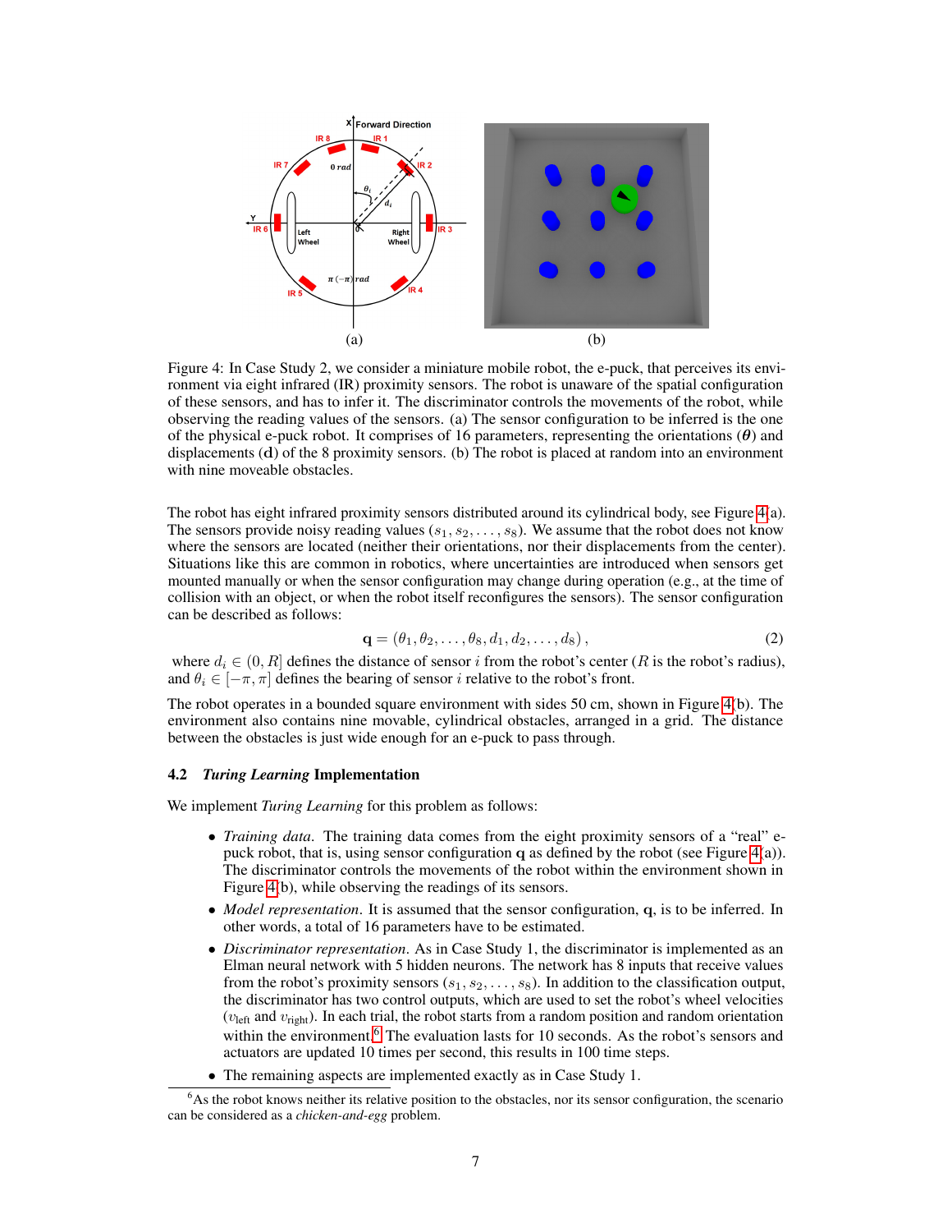Figure 4: In Case Study 2, we consider a miniature mobile robot, the e-puck, that perceives its environment via eight infrared (IR) proximity sensors. The robot is unaware of the spatial configuration of these sensors, and has to infer it. The discriminator controls the movements of the robot, while observing the reading values of the sensors. (a) The sensor configuration to be inferred is the one of the physical e-puck robot. It comprises of 16 parameters, representing the orientations ($\boldsymbol{\theta}$) and displacements ($\mathbf{d}$) of the 8 proximity sensors. (b) The robot is placed at random into an environment with nine moveable obstacles.

The robot has eight infrared proximity sensors distributed around its cylindrical body, see Figure 4(a). The sensors provide noisy reading values ($s_1, s_2, \ldots, s_8$). We assume that the robot does not know where the sensors are located (neither their orientations, nor their displacements from the center). Situations like this are common in robotics, where uncertainties are introduced when sensors get mounted manually or when the sensor configuration may change during operation (e.g., at the time of collision with an object, or when the robot itself reconfigures the sensors). The sensor configuration can be described as follows:

$$\mathbf{q} = (\theta_1, \theta_2, \ldots, \theta_8, d_1, d_2, \ldots, d_8), \tag{2}$$

where $d_i \in (0, R]$ defines the distance of sensor $i$ from the robot's center ($R$ is the robot's radius), and $\theta_i \in [-\pi, \pi]$ defines the bearing of sensor $i$ relative to the robot's front.

The robot operates in a bounded square environment with sides 50 cm, shown in Figure 4(b). The environment also contains nine movable, cylindrical obstacles, arranged in a grid. The distance between the obstacles is just wide enough for an e-puck to pass through.

### 4.2 *Turing Learning* Implementation

We implement *Turing Learning* for this problem as follows:

- *Training data*. The training data comes from the eight proximity sensors of a "real" e-puck robot, that is, using sensor configuration $\mathbf{q}$ as defined by the robot (see Figure 4(a)). The discriminator controls the movements of the robot within the environment shown in Figure 4(b), while observing the readings of its sensors.
- *Model representation*. It is assumed that the sensor configuration, $\mathbf{q}$, is to be inferred. In other words, a total of 16 parameters have to be estimated.
- *Discriminator representation*. As in Case Study 1, the discriminator is implemented as an Elman neural network with 5 hidden neurons. The network has 8 inputs that receive values from the robot's proximity sensors ($s_1, s_2, \ldots, s_8$). In addition to the classification output, the discriminator has two control outputs, which are used to set the robot's wheel velocities ($v_{\text{left}}$ and $v_{\text{right}}$). In each trial, the robot starts from a random position and random orientation within the environment.[6] The evaluation lasts for 10 seconds. As the robot's sensors and actuators are updated 10 times per second, this results in 100 time steps.
- The remaining aspects are implemented exactly as in Case Study 1.

[6] As the robot knows neither its relative position to the obstacles, nor its sensor configuration, the scenario can be considered as a *chicken-and-egg* problem.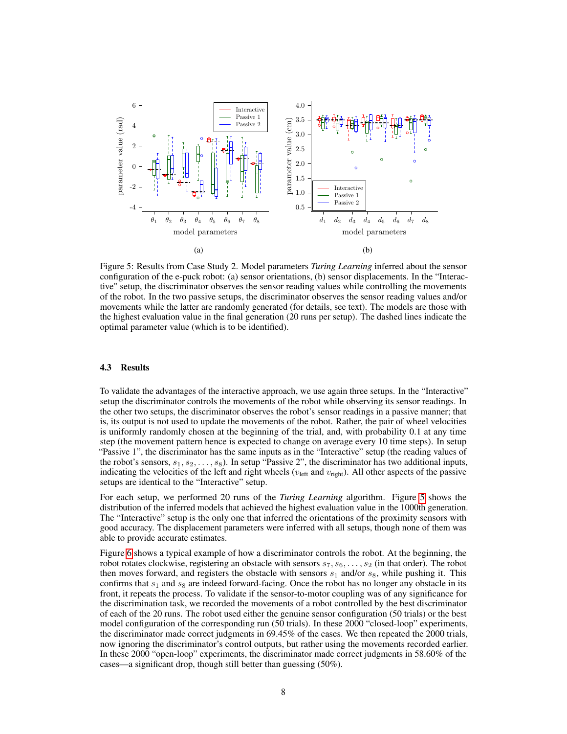Figure 5: Results from Case Study 2. Model parameters *Turing Learning* inferred about the sensor configuration of the e-puck robot: (a) sensor orientations, (b) sensor displacements. In the "Interactive" setup, the discriminator observes the sensor reading values while controlling the movements of the robot. In the two passive setups, the discriminator observes the sensor reading values and/or movements while the latter are randomly generated (for details, see text). The models are those with the highest evaluation value in the final generation (20 runs per setup). The dashed lines indicate the optimal parameter value (which is to be identified).

### 4.3 Results

To validate the advantages of the interactive approach, we use again three setups. In the "Interactive" setup the discriminator controls the movements of the robot while observing its sensor readings. In the other two setups, the discriminator observes the robot's sensor readings in a passive manner; that is, its output is not used to update the movements of the robot. Rather, the pair of wheel velocities is uniformly randomly chosen at the beginning of the trial, and, with probability 0.1 at any time step (the movement pattern hence is expected to change on average every 10 time steps). In setup "Passive 1", the discriminator has the same inputs as in the "Interactive" setup (the reading values of the robot's sensors, $s_1, s_2, \ldots, s_8$). In setup "Passive 2", the discriminator has two additional inputs, indicating the velocities of the left and right wheels ($v_{\text{left}}$ and $v_{\text{right}}$). All other aspects of the passive setups are identical to the "Interactive" setup.

For each setup, we performed 20 runs of the *Turing Learning* algorithm. Figure 5 shows the distribution of the inferred models that achieved the highest evaluation value in the 1000th generation. The "Interactive" setup is the only one that inferred the orientations of the proximity sensors with good accuracy. The displacement parameters were inferred with all setups, though none of them was able to provide accurate estimates.

Figure 6 shows a typical example of how a discriminator controls the robot. At the beginning, the robot rotates clockwise, registering an obstacle with sensors $s_7, s_6, \ldots, s_2$ (in that order). The robot then moves forward, and registers the obstacle with sensors $s_1$ and/or $s_8$, while pushing it. This confirms that $s_1$ and $s_8$ are indeed forward-facing. Once the robot has no longer any obstacle in its front, it repeats the process. To validate if the sensor-to-motor coupling was of any significance for the discrimination task, we recorded the movements of a robot controlled by the best discriminator of each of the 20 runs. The robot used either the genuine sensor configuration (50 trials) or the best model configuration of the corresponding run (50 trials). In these 2000 "closed-loop" experiments, the discriminator made correct judgments in 69.45% of the cases. We then repeated the 2000 trials, now ignoring the discriminator's control outputs, but rather using the movements recorded earlier. In these 2000 "open-loop" experiments, the discriminator made correct judgments in 58.60% of the cases—a significant drop, though still better than guessing (50%).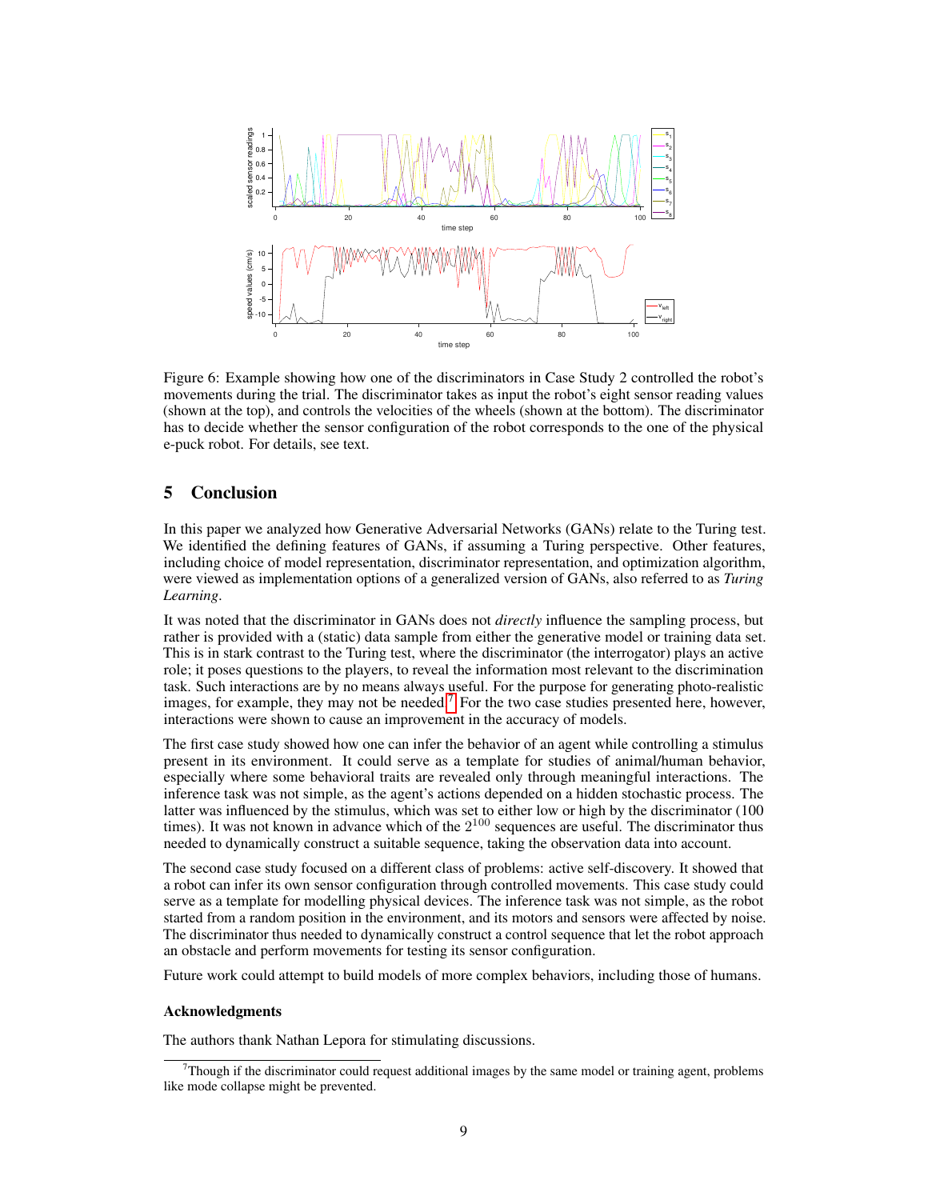Figure 6: Example showing how one of the discriminators in Case Study 2 controlled the robot's movements during the trial. The discriminator takes as input the robot's eight sensor reading values (shown at the top), and controls the velocities of the wheels (shown at the bottom). The discriminator has to decide whether the sensor configuration of the robot corresponds to the one of the physical e-puck robot. For details, see text.

## 5 Conclusion

In this paper we analyzed how Generative Adversarial Networks (GANs) relate to the Turing test. We identified the defining features of GANs, if assuming a Turing perspective. Other features, including choice of model representation, discriminator representation, and optimization algorithm, were viewed as implementation options of a generalized version of GANs, also referred to as *Turing Learning*.

It was noted that the discriminator in GANs does not *directly* influence the sampling process, but rather is provided with a (static) data sample from either the generative model or training data set. This is in stark contrast to the Turing test, where the discriminator (the interrogator) plays an active role; it poses questions to the players, to reveal the information most relevant to the discrimination task. Such interactions are by no means always useful. For the purpose for generating photo-realistic images, for example, they may not be needed.[7] For the two case studies presented here, however, interactions were shown to cause an improvement in the accuracy of models.

The first case study showed how one can infer the behavior of an agent while controlling a stimulus present in its environment. It could serve as a template for studies of animal/human behavior, especially where some behavioral traits are revealed only through meaningful interactions. The inference task was not simple, as the agent's actions depended on a hidden stochastic process. The latter was influenced by the stimulus, which was set to either low or high by the discriminator (100 times). It was not known in advance which of the $2^{100}$ sequences are useful. The discriminator thus needed to dynamically construct a suitable sequence, taking the observation data into account.

The second case study focused on a different class of problems: active self-discovery. It showed that a robot can infer its own sensor configuration through controlled movements. This case study could serve as a template for modelling physical devices. The inference task was not simple, as the robot started from a random position in the environment, and its motors and sensors were affected by noise. The discriminator thus needed to dynamically construct a control sequence that let the robot approach an obstacle and perform movements for testing its sensor configuration.

Future work could attempt to build models of more complex behaviors, including those of humans.

### Acknowledgments

The authors thank Nathan Lepora for stimulating discussions.

[7] Though if the discriminator could request additional images by the same model or training agent, problems like mode collapse might be prevented.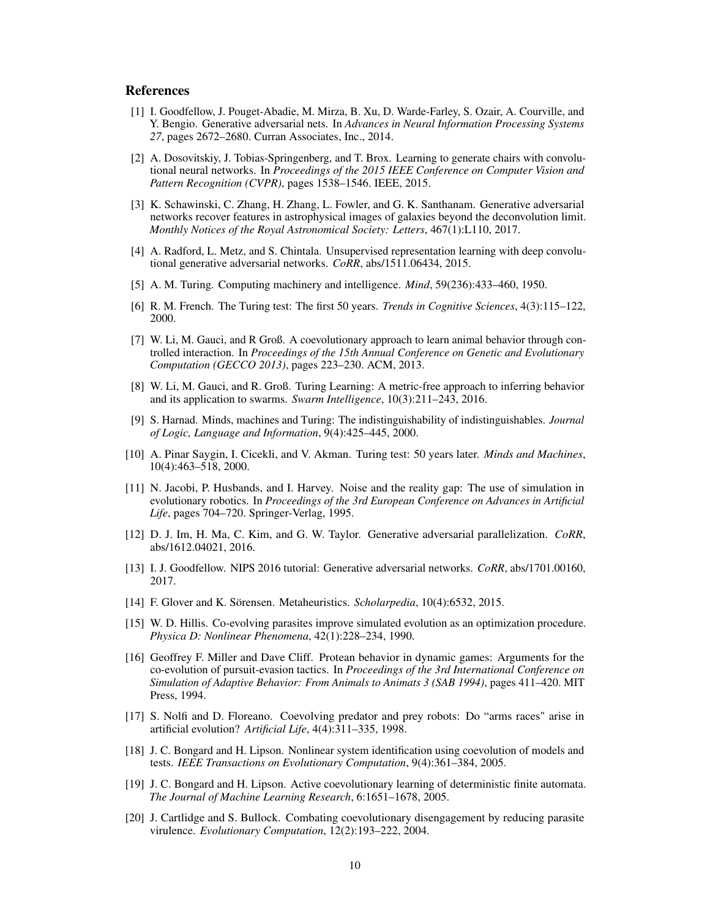## References

[1] I. Goodfellow, J. Pouget-Abadie, M. Mirza, B. Xu, D. Warde-Farley, S. Ozair, A. Courville, and Y. Bengio. Generative adversarial nets. In *Advances in Neural Information Processing Systems 27*, pages 2672–2680. Curran Associates, Inc., 2014.

[2] A. Dosovitskiy, J. Tobias-Springenberg, and T. Brox. Learning to generate chairs with convolutional neural networks. In *Proceedings of the 2015 IEEE Conference on Computer Vision and Pattern Recognition (CVPR)*, pages 1538–1546. IEEE, 2015.

[3] K. Schawinski, C. Zhang, H. Zhang, L. Fowler, and G. K. Santhanam. Generative adversarial networks recover features in astrophysical images of galaxies beyond the deconvolution limit. *Monthly Notices of the Royal Astronomical Society: Letters*, 467(1):L110, 2017.

[4] A. Radford, L. Metz, and S. Chintala. Unsupervised representation learning with deep convolutional generative adversarial networks. *CoRR*, abs/1511.06434, 2015.

[5] A. M. Turing. Computing machinery and intelligence. *Mind*, 59(236):433–460, 1950.

[6] R. M. French. The Turing test: The first 50 years. *Trends in Cognitive Sciences*, 4(3):115–122, 2000.

[7] W. Li, M. Gauci, and R Groß. A coevolutionary approach to learn animal behavior through controlled interaction. In *Proceedings of the 15th Annual Conference on Genetic and Evolutionary Computation (GECCO 2013)*, pages 223–230. ACM, 2013.

[8] W. Li, M. Gauci, and R. Groß. Turing Learning: A metric-free approach to inferring behavior and its application to swarms. *Swarm Intelligence*, 10(3):211–243, 2016.

[9] S. Harnad. Minds, machines and Turing: The indistinguishability of indistinguishables. *Journal of Logic, Language and Information*, 9(4):425–445, 2000.

[10] A. Pinar Saygin, I. Cicekli, and V. Akman. Turing test: 50 years later. *Minds and Machines*, 10(4):463–518, 2000.

[11] N. Jacobi, P. Husbands, and I. Harvey. Noise and the reality gap: The use of simulation in evolutionary robotics. In *Proceedings of the 3rd European Conference on Advances in Artificial Life*, pages 704–720. Springer-Verlag, 1995.

[12] D. J. Im, H. Ma, C. Kim, and G. W. Taylor. Generative adversarial parallelization. *CoRR*, abs/1612.04021, 2016.

[13] I. J. Goodfellow. NIPS 2016 tutorial: Generative adversarial networks. *CoRR*, abs/1701.00160, 2017.

[14] F. Glover and K. Sörensen. Metaheuristics. *Scholarpedia*, 10(4):6532, 2015.

[15] W. D. Hillis. Co-evolving parasites improve simulated evolution as an optimization procedure. *Physica D: Nonlinear Phenomena*, 42(1):228–234, 1990.

[16] Geoffrey F. Miller and Dave Cliff. Protean behavior in dynamic games: Arguments for the co-evolution of pursuit-evasion tactics. In *Proceedings of the 3rd International Conference on Simulation of Adaptive Behavior: From Animals to Animats 3 (SAB 1994)*, pages 411–420. MIT Press, 1994.

[17] S. Nolfi and D. Floreano. Coevolving predator and prey robots: Do "arms races" arise in artificial evolution? *Artificial Life*, 4(4):311–335, 1998.

[18] J. C. Bongard and H. Lipson. Nonlinear system identification using coevolution of models and tests. *IEEE Transactions on Evolutionary Computation*, 9(4):361–384, 2005.

[19] J. C. Bongard and H. Lipson. Active coevolutionary learning of deterministic finite automata. *The Journal of Machine Learning Research*, 6:1651–1678, 2005.

[20] J. Cartlidge and S. Bullock. Combating coevolutionary disengagement by reducing parasite virulence. *Evolutionary Computation*, 12(2):193–222, 2004.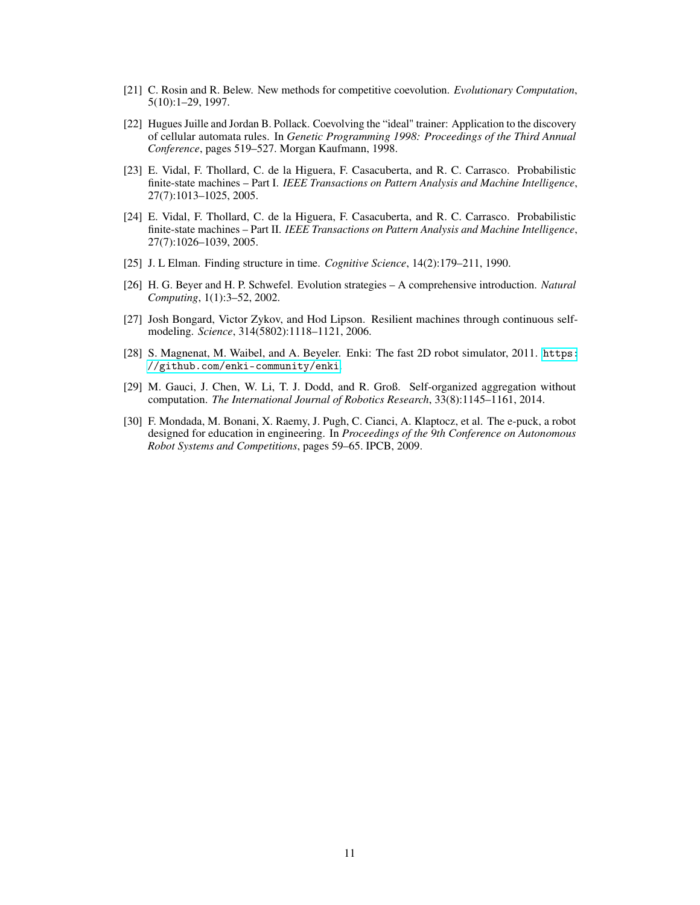[21] C. Rosin and R. Belew. New methods for competitive coevolution. *Evolutionary Computation*, 5(10):1–29, 1997.

[22] Hugues Juille and Jordan B. Pollack. Coevolving the "ideal" trainer: Application to the discovery of cellular automata rules. In *Genetic Programming 1998: Proceedings of the Third Annual Conference*, pages 519–527. Morgan Kaufmann, 1998.

[23] E. Vidal, F. Thollard, C. de la Higuera, F. Casacuberta, and R. C. Carrasco. Probabilistic finite-state machines – Part I. *IEEE Transactions on Pattern Analysis and Machine Intelligence*, 27(7):1013–1025, 2005.

[24] E. Vidal, F. Thollard, C. de la Higuera, F. Casacuberta, and R. C. Carrasco. Probabilistic finite-state machines – Part II. *IEEE Transactions on Pattern Analysis and Machine Intelligence*, 27(7):1026–1039, 2005.

[25] J. L Elman. Finding structure in time. *Cognitive Science*, 14(2):179–211, 1990.

[26] H. G. Beyer and H. P. Schwefel. Evolution strategies – A comprehensive introduction. *Natural Computing*, 1(1):3–52, 2002.

[27] Josh Bongard, Victor Zykov, and Hod Lipson. Resilient machines through continuous self-modeling. *Science*, 314(5802):1118–1121, 2006.

[28] S. Magnenat, M. Waibel, and A. Beyeler. Enki: The fast 2D robot simulator, 2011. `https://github.com/enki-community/enki`.

[29] M. Gauci, J. Chen, W. Li, T. J. Dodd, and R. Groß. Self-organized aggregation without computation. *The International Journal of Robotics Research*, 33(8):1145–1161, 2014.

[30] F. Mondada, M. Bonani, X. Raemy, J. Pugh, C. Cianci, A. Klaptocz, et al. The e-puck, a robot designed for education in engineering. In *Proceedings of the 9th Conference on Autonomous Robot Systems and Competitions*, pages 59–65. IPCB, 2009.